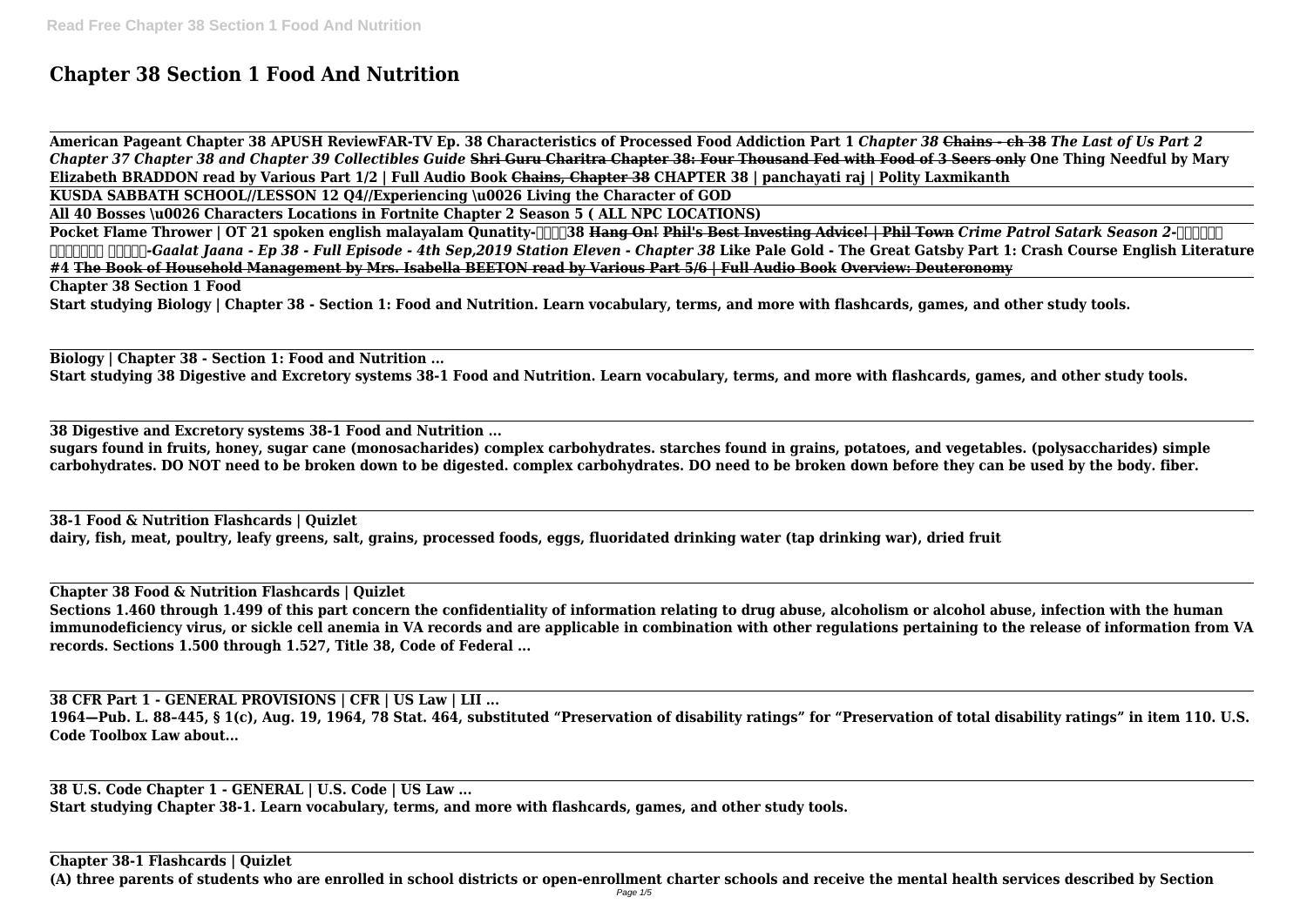# Chapter 38 Section 1 Food And Nutrition

**American Pageant Chapter 38 APUSH ReviewFAR-TV Ep. 38 Characteristics of Processed Food Addiction Part 1 *Chapter 38* ~~Chains - ch 38~~ *The Last of Us Part 2 Chapter 37 Chapter 38 and Chapter 39 Collectibles Guide* ~~Shri Guru Charitra Chapter 38: Four Thousand Fed with Food of 3 Seers only~~ One Thing Needful by Mary Elizabeth BRADDON read by Various Part 1/2 | Full Audio Book ~~Chains, Chapter 38~~ CHAPTER 38 | panchayati raj | Polity Laxmikanth**

**KUSDA SABBATH SCHOOL//LESSON 12 Q4//Experiencing \u0026 Living the Character of GOD**

**All 40 Bosses \u0026 Characters Locations in Fortnite Chapter 2 Season 5 ( ALL NPC LOCATIONS)**

**Pocket Flame Thrower | OT 21 spoken english malayalam Qunatity-38 ~~Hang On! Phil's Best Investing Advice! | Phil Town~~ *Crime Patrol Satark Season 2--Gaalat Jaana - Ep 38 - Full Episode - 4th Sep,2019 Station Eleven - Chapter 38* Like Pale Gold - The Great Gatsby Part 1: Crash Course English Literature #4 ~~The Book of Household Management by Mrs. Isabella BEETON read by Various Part 5/6 | Full Audio Book~~ ~~Overview: Deuteronomy~~**

**Chapter 38 Section 1 Food**

**Start studying Biology | Chapter 38 - Section 1: Food and Nutrition. Learn vocabulary, terms, and more with flashcards, games, and other study tools.**

**Biology | Chapter 38 - Section 1: Food and Nutrition ...**

**Start studying 38 Digestive and Excretory systems 38-1 Food and Nutrition. Learn vocabulary, terms, and more with flashcards, games, and other study tools.**

**38 Digestive and Excretory systems 38-1 Food and Nutrition ...**

**sugars found in fruits, honey, sugar cane (monosacharides) complex carbohydrates. starches found in grains, potatoes, and vegetables. (polysaccharides) simple carbohydrates. DO NOT need to be broken down to be digested. complex carbohydrates. DO need to be broken down before they can be used by the body. fiber.**

**38-1 Food & Nutrition Flashcards | Quizlet**

**dairy, fish, meat, poultry, leafy greens, salt, grains, processed foods, eggs, fluoridated drinking water (tap drinking war), dried fruit**

**Chapter 38 Food & Nutrition Flashcards | Quizlet**

**Sections 1.460 through 1.499 of this part concern the confidentiality of information relating to drug abuse, alcoholism or alcohol abuse, infection with the human immunodeficiency virus, or sickle cell anemia in VA records and are applicable in combination with other regulations pertaining to the release of information from VA records. Sections 1.500 through 1.527, Title 38, Code of Federal ...**

**38 CFR Part 1 - GENERAL PROVISIONS | CFR | US Law | LII ...**

**1964—Pub. L. 88–445, § 1(c), Aug. 19, 1964, 78 Stat. 464, substituted "Preservation of disability ratings" for "Preservation of total disability ratings" in item 110. U.S. Code Toolbox Law about...**

**38 U.S. Code Chapter 1 - GENERAL | U.S. Code | US Law ...**

**Start studying Chapter 38-1. Learn vocabulary, terms, and more with flashcards, games, and other study tools.**

**Chapter 38-1 Flashcards | Quizlet**

**(A) three parents of students who are enrolled in school districts or open-enrollment charter schools and receive the mental health services described by Section**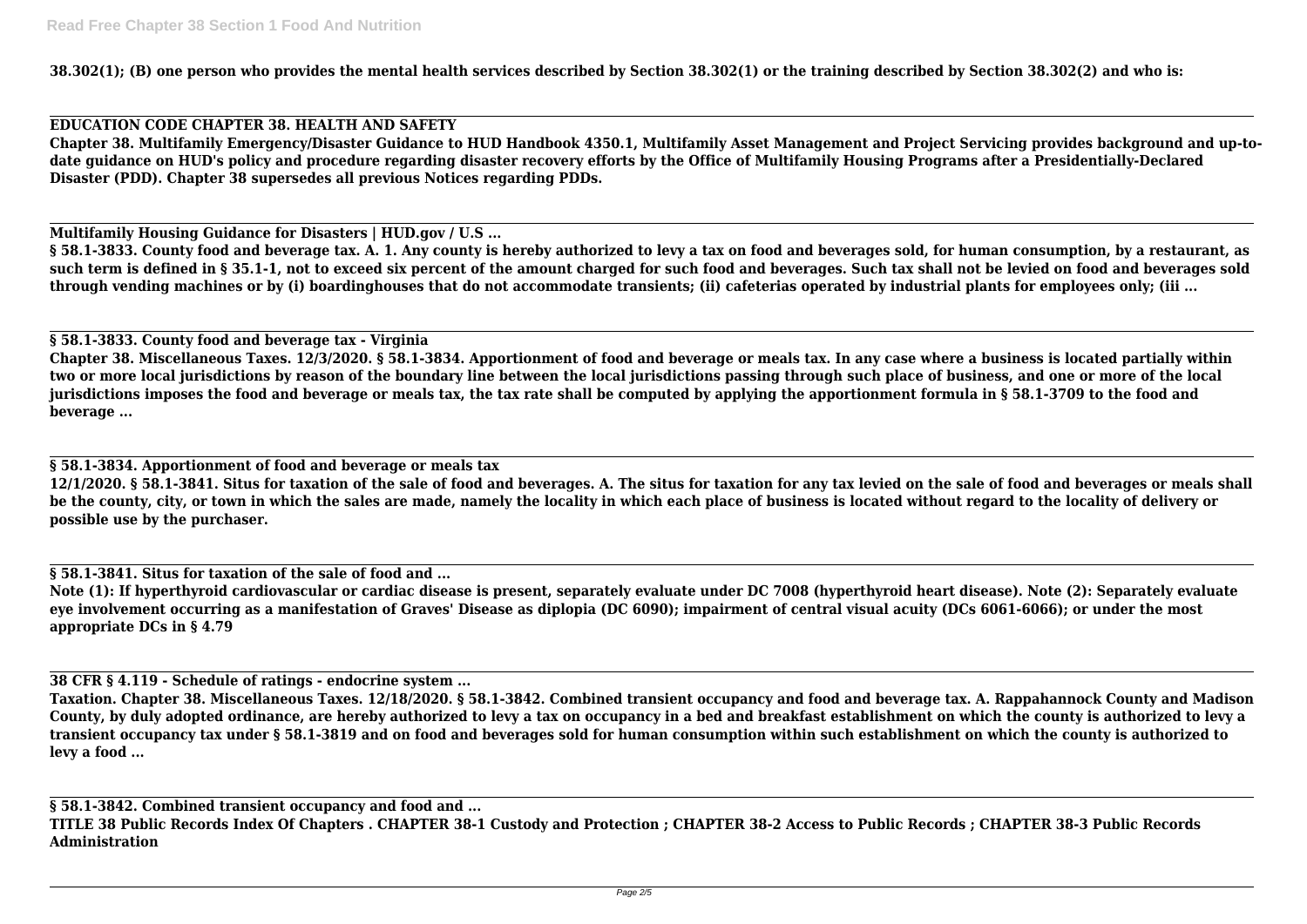**38.302(1); (B) one person who provides the mental health services described by Section 38.302(1) or the training described by Section 38.302(2) and who is:**

---

**EDUCATION CODE CHAPTER 38. HEALTH AND SAFETY**

**Chapter 38. Multifamily Emergency/Disaster Guidance to HUD Handbook 4350.1, Multifamily Asset Management and Project Servicing provides background and up-to-date guidance on HUD's policy and procedure regarding disaster recovery efforts by the Office of Multifamily Housing Programs after a Presidentially-Declared Disaster (PDD). Chapter 38 supersedes all previous Notices regarding PDDs.**

---

**Multifamily Housing Guidance for Disasters | HUD.gov / U.S ...**

**§ 58.1-3833. County food and beverage tax. A. 1. Any county is hereby authorized to levy a tax on food and beverages sold, for human consumption, by a restaurant, as such term is defined in § 35.1-1, not to exceed six percent of the amount charged for such food and beverages. Such tax shall not be levied on food and beverages sold through vending machines or by (i) boardinghouses that do not accommodate transients; (ii) cafeterias operated by industrial plants for employees only; (iii ...**

---

**§ 58.1-3833. County food and beverage tax - Virginia**

**Chapter 38. Miscellaneous Taxes. 12/3/2020. § 58.1-3834. Apportionment of food and beverage or meals tax. In any case where a business is located partially within two or more local jurisdictions by reason of the boundary line between the local jurisdictions passing through such place of business, and one or more of the local jurisdictions imposes the food and beverage or meals tax, the tax rate shall be computed by applying the apportionment formula in § 58.1-3709 to the food and beverage ...**

---

**§ 58.1-3834. Apportionment of food and beverage or meals tax**

**12/1/2020. § 58.1-3841. Situs for taxation of the sale of food and beverages. A. The situs for taxation for any tax levied on the sale of food and beverages or meals shall be the county, city, or town in which the sales are made, namely the locality in which each place of business is located without regard to the locality of delivery or possible use by the purchaser.**

---

**§ 58.1-3841. Situs for taxation of the sale of food and ...**

**Note (1): If hyperthyroid cardiovascular or cardiac disease is present, separately evaluate under DC 7008 (hyperthyroid heart disease). Note (2): Separately evaluate eye involvement occurring as a manifestation of Graves' Disease as diplopia (DC 6090); impairment of central visual acuity (DCs 6061-6066); or under the most appropriate DCs in § 4.79**

---

**38 CFR § 4.119 - Schedule of ratings - endocrine system ...**

**Taxation. Chapter 38. Miscellaneous Taxes. 12/18/2020. § 58.1-3842. Combined transient occupancy and food and beverage tax. A. Rappahannock County and Madison County, by duly adopted ordinance, are hereby authorized to levy a tax on occupancy in a bed and breakfast establishment on which the county is authorized to levy a transient occupancy tax under § 58.1-3819 and on food and beverages sold for human consumption within such establishment on which the county is authorized to levy a food ...**

---

**§ 58.1-3842. Combined transient occupancy and food and ...**

**TITLE 38 Public Records Index Of Chapters . CHAPTER 38-1 Custody and Protection ; CHAPTER 38-2 Access to Public Records ; CHAPTER 38-3 Public Records Administration**

---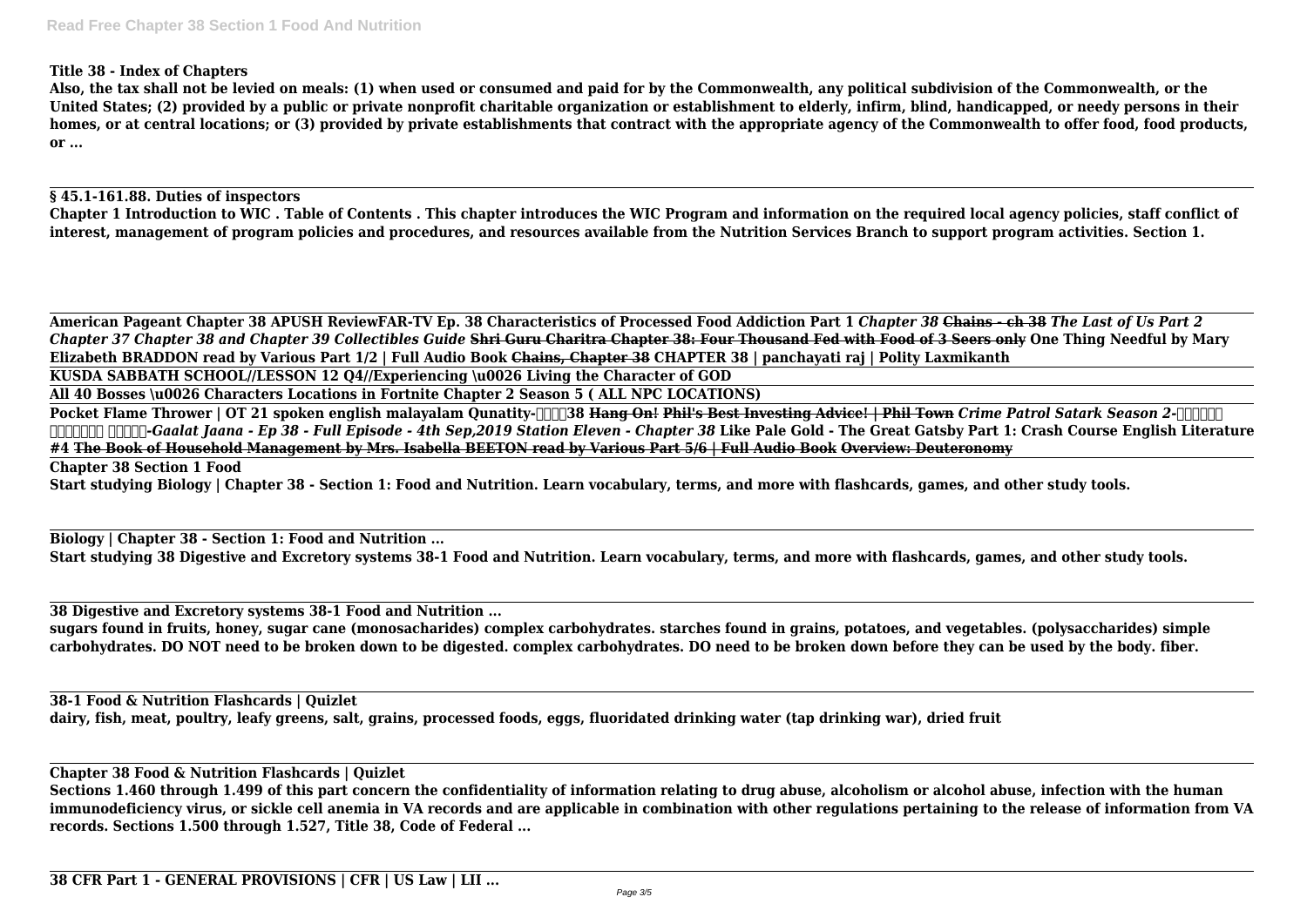**Title 38 - Index of Chapters**

**Also, the tax shall not be levied on meals: (1) when used or consumed and paid for by the Commonwealth, any political subdivision of the Commonwealth, or the United States; (2) provided by a public or private nonprofit charitable organization or establishment to elderly, infirm, blind, handicapped, or needy persons in their homes, or at central locations; or (3) provided by private establishments that contract with the appropriate agency of the Commonwealth to offer food, food products, or ...**

**§ 45.1-161.88. Duties of inspectors**

**Chapter 1 Introduction to WIC . Table of Contents . This chapter introduces the WIC Program and information on the required local agency policies, staff conflict of interest, management of program policies and procedures, and resources available from the Nutrition Services Branch to support program activities. Section 1.**

**American Pageant Chapter 38 APUSH ReviewFAR-TV Ep. 38 Characteristics of Processed Food Addiction Part 1** ***Chapter 38*** ~~**Chains - ch 38**~~ ***The Last of Us Part 2 Chapter 37 Chapter 38 and Chapter 39 Collectibles Guide*** ~~**Shri Guru Charitra Chapter 38: Four Thousand Fed with Food of 3 Seers only**~~ **One Thing Needful by Mary Elizabeth BRADDON read by Various Part 1/2 | Full Audio Book** ~~**Chains, Chapter 38**~~ **CHAPTER 38 | panchayati raj | Polity Laxmikanth**

**KUSDA SABBATH SCHOOL//LESSON 12 Q4//Experiencing \u0026 Living the Character of GOD**

**All 40 Bosses \u0026 Characters Locations in Fortnite Chapter 2 Season 5 ( ALL NPC LOCATIONS)**

**Pocket Flame Thrower | OT 21 spoken english malayalam Qunatity-38** ~~**Hang On! Phil's Best Investing Advice! | Phil Town**~~ ***Crime Patrol Satark Season 2--Gaalat Jaana - Ep 38 - Full Episode - 4th Sep,2019 Station Eleven - Chapter 38*** **Like Pale Gold - The Great Gatsby Part 1: Crash Course English Literature #4** ~~**The Book of Household Management by Mrs. Isabella BEETON read by Various Part 5/6 | Full Audio Book**~~ ~~**Overview: Deuteronomy**~~

**Chapter 38 Section 1 Food**

**Start studying Biology | Chapter 38 - Section 1: Food and Nutrition. Learn vocabulary, terms, and more with flashcards, games, and other study tools.**

**Biology | Chapter 38 - Section 1: Food and Nutrition ...**

**Start studying 38 Digestive and Excretory systems 38-1 Food and Nutrition. Learn vocabulary, terms, and more with flashcards, games, and other study tools.**

**38 Digestive and Excretory systems 38-1 Food and Nutrition ...**

**sugars found in fruits, honey, sugar cane (monosacharides) complex carbohydrates. starches found in grains, potatoes, and vegetables. (polysaccharides) simple carbohydrates. DO NOT need to be broken down to be digested. complex carbohydrates. DO need to be broken down before they can be used by the body. fiber.**

**38-1 Food & Nutrition Flashcards | Quizlet**

**dairy, fish, meat, poultry, leafy greens, salt, grains, processed foods, eggs, fluoridated drinking water (tap drinking war), dried fruit**

**Chapter 38 Food & Nutrition Flashcards | Quizlet**

**Sections 1.460 through 1.499 of this part concern the confidentiality of information relating to drug abuse, alcoholism or alcohol abuse, infection with the human immunodeficiency virus, or sickle cell anemia in VA records and are applicable in combination with other regulations pertaining to the release of information from VA records. Sections 1.500 through 1.527, Title 38, Code of Federal ...**

**38 CFR Part 1 - GENERAL PROVISIONS | CFR | US Law | LII ...**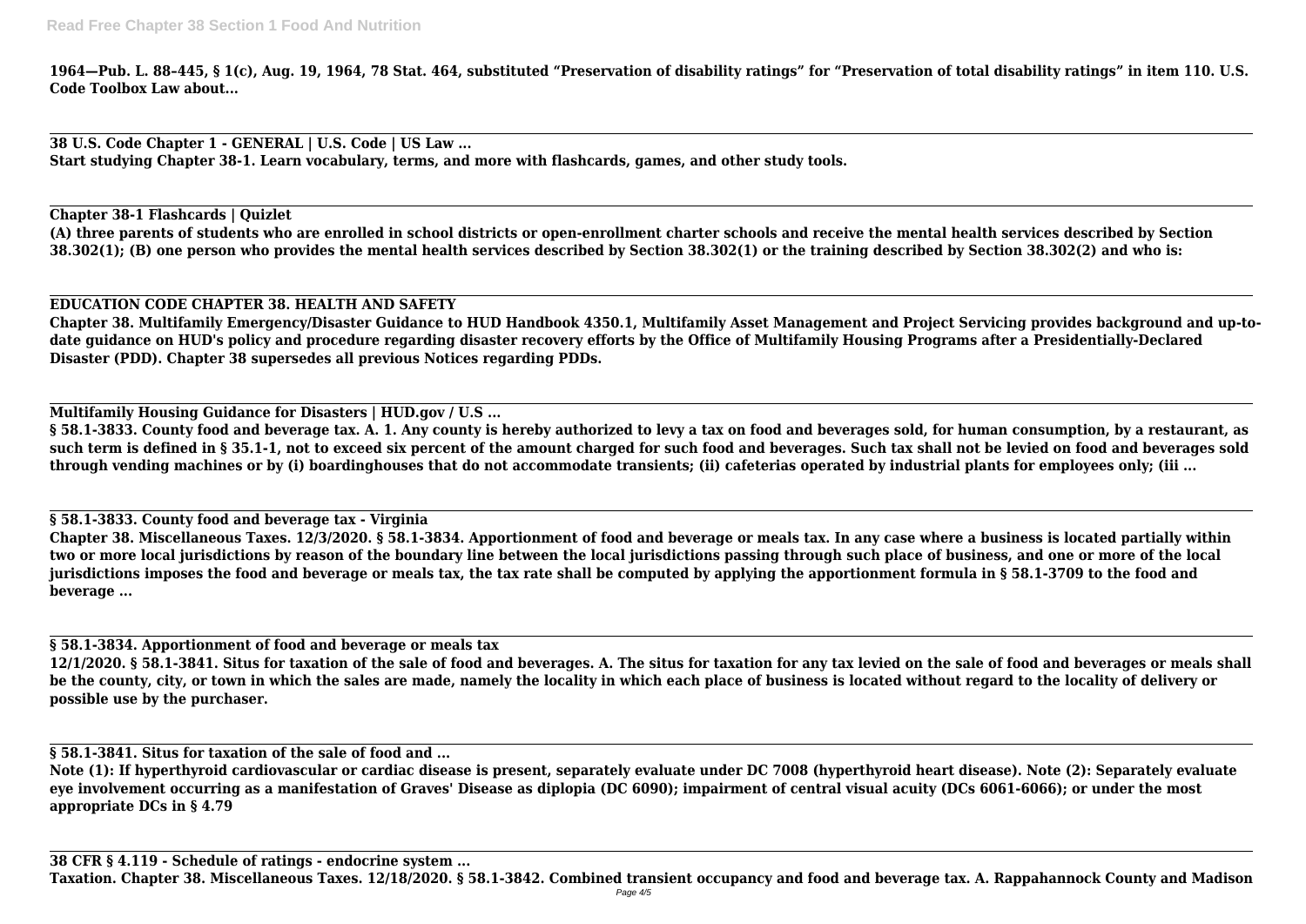**1964—Pub. L. 88–445, § 1(c), Aug. 19, 1964, 78 Stat. 464, substituted "Preservation of disability ratings" for "Preservation of total disability ratings" in item 110. U.S. Code Toolbox Law about...**

---

**38 U.S. Code Chapter 1 - GENERAL | U.S. Code | US Law ...**
**Start studying Chapter 38-1. Learn vocabulary, terms, and more with flashcards, games, and other study tools.**

---

**Chapter 38-1 Flashcards | Quizlet**
**(A) three parents of students who are enrolled in school districts or open-enrollment charter schools and receive the mental health services described by Section 38.302(1); (B) one person who provides the mental health services described by Section 38.302(1) or the training described by Section 38.302(2) and who is:**

---

**EDUCATION CODE CHAPTER 38. HEALTH AND SAFETY**
**Chapter 38. Multifamily Emergency/Disaster Guidance to HUD Handbook 4350.1, Multifamily Asset Management and Project Servicing provides background and up-to-date guidance on HUD's policy and procedure regarding disaster recovery efforts by the Office of Multifamily Housing Programs after a Presidentially-Declared Disaster (PDD). Chapter 38 supersedes all previous Notices regarding PDDs.**

---

**Multifamily Housing Guidance for Disasters | HUD.gov / U.S ...**
**§ 58.1-3833. County food and beverage tax. A. 1. Any county is hereby authorized to levy a tax on food and beverages sold, for human consumption, by a restaurant, as such term is defined in § 35.1-1, not to exceed six percent of the amount charged for such food and beverages. Such tax shall not be levied on food and beverages sold through vending machines or by (i) boardinghouses that do not accommodate transients; (ii) cafeterias operated by industrial plants for employees only; (iii ...**

---

**§ 58.1-3833. County food and beverage tax - Virginia**
**Chapter 38. Miscellaneous Taxes. 12/3/2020. § 58.1-3834. Apportionment of food and beverage or meals tax. In any case where a business is located partially within two or more local jurisdictions by reason of the boundary line between the local jurisdictions passing through such place of business, and one or more of the local jurisdictions imposes the food and beverage or meals tax, the tax rate shall be computed by applying the apportionment formula in § 58.1-3709 to the food and beverage ...**

---

**§ 58.1-3834. Apportionment of food and beverage or meals tax**
**12/1/2020. § 58.1-3841. Situs for taxation of the sale of food and beverages. A. The situs for taxation for any tax levied on the sale of food and beverages or meals shall be the county, city, or town in which the sales are made, namely the locality in which each place of business is located without regard to the locality of delivery or possible use by the purchaser.**

---

**§ 58.1-3841. Situs for taxation of the sale of food and ...**
**Note (1): If hyperthyroid cardiovascular or cardiac disease is present, separately evaluate under DC 7008 (hyperthyroid heart disease). Note (2): Separately evaluate eye involvement occurring as a manifestation of Graves' Disease as diplopia (DC 6090); impairment of central visual acuity (DCs 6061-6066); or under the most appropriate DCs in § 4.79**

---

**38 CFR § 4.119 - Schedule of ratings - endocrine system ...**
**Taxation. Chapter 38. Miscellaneous Taxes. 12/18/2020. § 58.1-3842. Combined transient occupancy and food and beverage tax. A. Rappahannock County and Madison**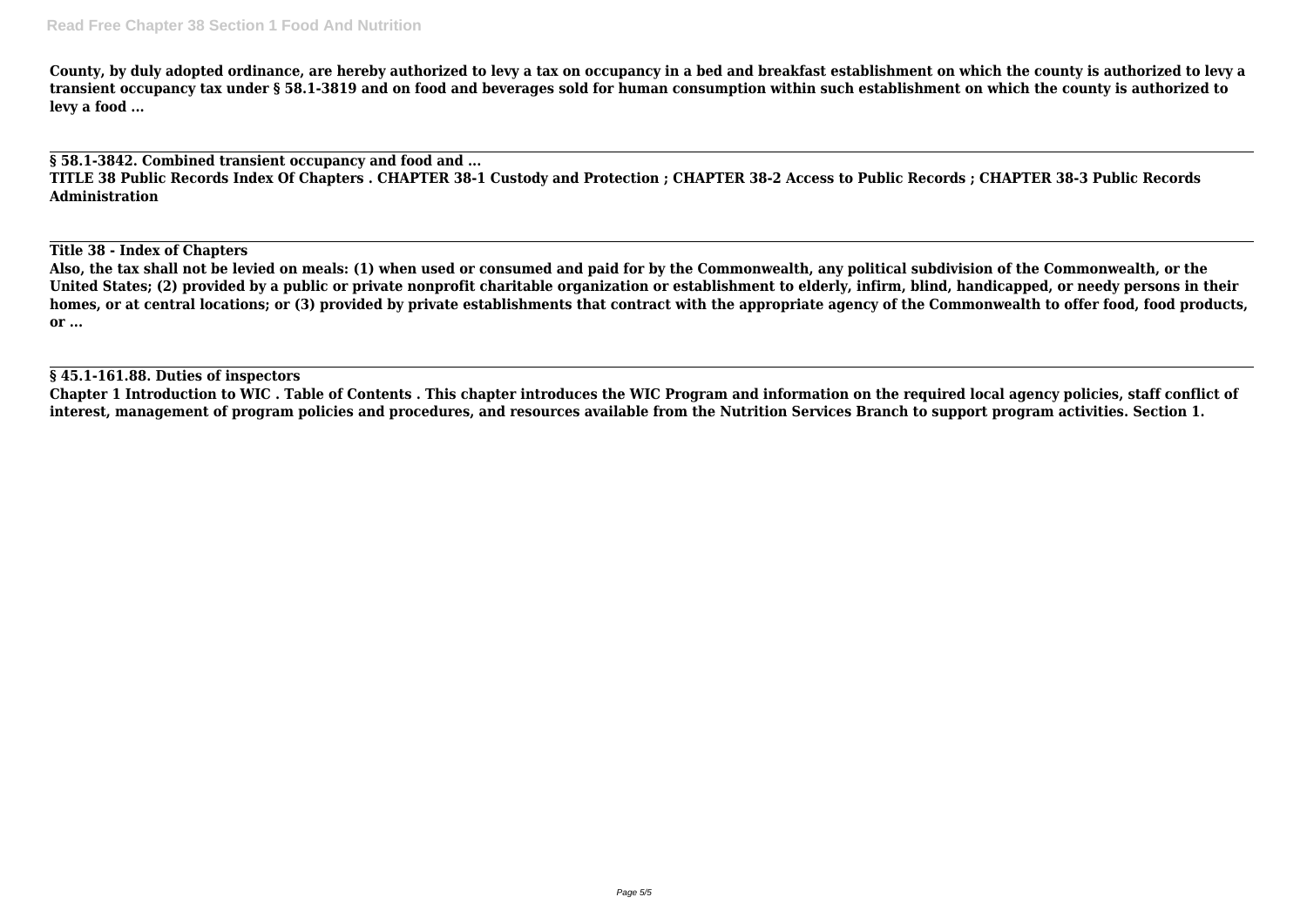**County, by duly adopted ordinance, are hereby authorized to levy a tax on occupancy in a bed and breakfast establishment on which the county is authorized to levy a transient occupancy tax under § 58.1-3819 and on food and beverages sold for human consumption within such establishment on which the county is authorized to levy a food ...**

---

**§ 58.1-3842. Combined transient occupancy and food and ...**

**TITLE 38 Public Records Index Of Chapters . CHAPTER 38-1 Custody and Protection ; CHAPTER 38-2 Access to Public Records ; CHAPTER 38-3 Public Records Administration**

---

**Title 38 - Index of Chapters**

**Also, the tax shall not be levied on meals: (1) when used or consumed and paid for by the Commonwealth, any political subdivision of the Commonwealth, or the United States; (2) provided by a public or private nonprofit charitable organization or establishment to elderly, infirm, blind, handicapped, or needy persons in their homes, or at central locations; or (3) provided by private establishments that contract with the appropriate agency of the Commonwealth to offer food, food products, or ...**

---

**§ 45.1-161.88. Duties of inspectors**

**Chapter 1 Introduction to WIC . Table of Contents . This chapter introduces the WIC Program and information on the required local agency policies, staff conflict of interest, management of program policies and procedures, and resources available from the Nutrition Services Branch to support program activities. Section 1.**